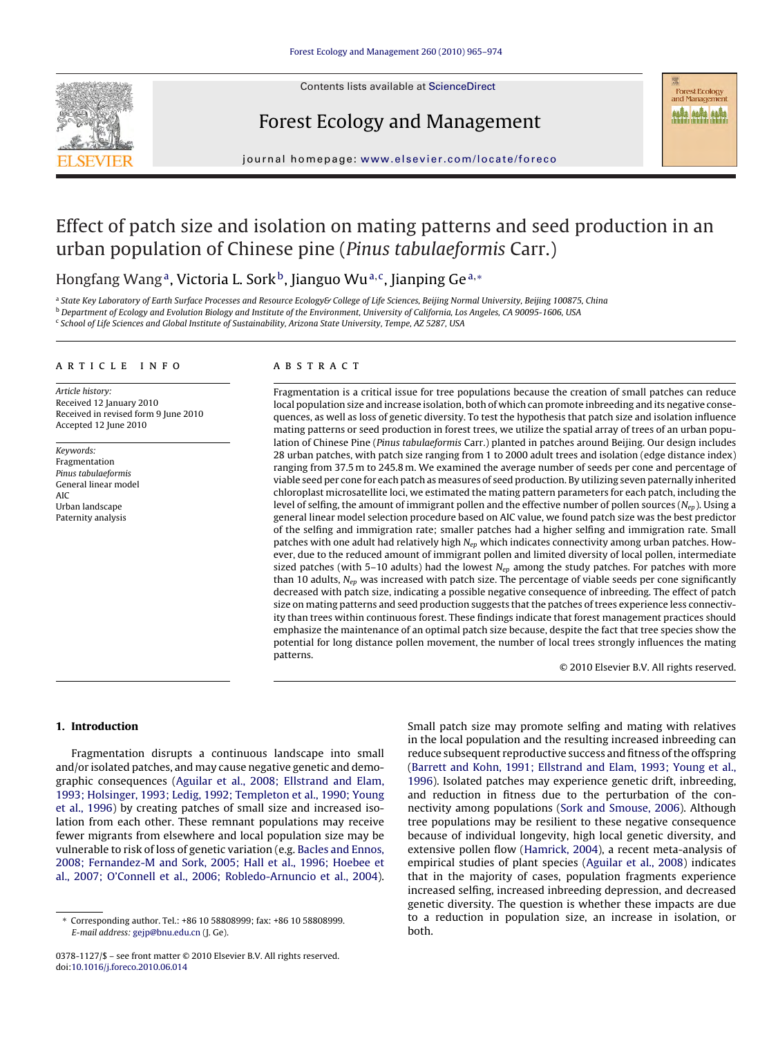# Effect of patch size and isolation on mating patterns and seed production in an urban population of Chinese pine (*Pinus tabulaeformis* Carr.)

Hongfang Wang[a], Victoria L. Sork[b], Jianguo Wu[a,c], Jianping Ge[a,*]

[a] State Key Laboratory of Earth Surface Processes and Resource Ecology& College of Life Sciences, Beijing Normal University, Beijing 100875, China
[b] Department of Ecology and Evolution Biology and Institute of the Environment, University of California, Los Angeles, CA 90095-1606, USA
[c] School of Life Sciences and Global Institute of Sustainability, Arizona State University, Tempe, AZ 5287, USA

## ARTICLE INFO

*Article history:*
Received 12 January 2010
Received in revised form 9 June 2010
Accepted 12 June 2010

*Keywords:*
Fragmentation
*Pinus tabulaeformis*
General linear model
AIC
Urban landscape
Paternity analysis

## ABSTRACT

Fragmentation is a critical issue for tree populations because the creation of small patches can reduce local population size and increase isolation, both of which can promote inbreeding and its negative consequences, as well as loss of genetic diversity. To test the hypothesis that patch size and isolation influence mating patterns or seed production in forest trees, we utilize the spatial array of trees of an urban population of Chinese Pine (*Pinus tabulaeformis* Carr.) planted in patches around Beijing. Our design includes 28 urban patches, with patch size ranging from 1 to 2000 adult trees and isolation (edge distance index) ranging from 37.5 m to 245.8 m. We examined the average number of seeds per cone and percentage of viable seed per cone for each patch as measures of seed production. By utilizing seven paternally inherited chloroplast microsatellite loci, we estimated the mating pattern parameters for each patch, including the level of selfing, the amount of immigrant pollen and the effective number of pollen sources ($N_{ep}$). Using a general linear model selection procedure based on AIC value, we found patch size was the best predictor of the selfing and immigration rate; smaller patches had a higher selfing and immigration rate. Small patches with one adult had relatively high $N_{ep}$ which indicates connectivity among urban patches. However, due to the reduced amount of immigrant pollen and limited diversity of local pollen, intermediate sized patches (with 5–10 adults) had the lowest $N_{ep}$ among the study patches. For patches with more than 10 adults, $N_{ep}$ was increased with patch size. The percentage of viable seeds per cone significantly decreased with patch size, indicating a possible negative consequence of inbreeding. The effect of patch size on mating patterns and seed production suggests that the patches of trees experience less connectivity than trees within continuous forest. These findings indicate that forest management practices should emphasize the maintenance of an optimal patch size because, despite the fact that tree species show the potential for long distance pollen movement, the number of local trees strongly influences the mating patterns.

© 2010 Elsevier B.V. All rights reserved.

## 1. Introduction

Fragmentation disrupts a continuous landscape into small and/or isolated patches, and may cause negative genetic and demographic consequences (Aguilar et al., 2008; Ellstrand and Elam, 1993; Holsinger, 1993; Ledig, 1992; Templeton et al., 1990; Young et al., 1996) by creating patches of small size and increased isolation from each other. These remnant populations may receive fewer migrants from elsewhere and local population size may be vulnerable to risk of loss of genetic variation (e.g. Bacles and Ennos, 2008; Fernandez-M and Sork, 2005; Hall et al., 1996; Hoebee et al., 2007; O'Connell et al., 2006; Robledo-Arnuncio et al., 2004). Small patch size may promote selfing and mating with relatives in the local population and the resulting increased inbreeding can reduce subsequent reproductive success and fitness of the offspring (Barrett and Kohn, 1991; Ellstrand and Elam, 1993; Young et al., 1996). Isolated patches may experience genetic drift, inbreeding, and reduction in fitness due to the perturbation of the connectivity among populations (Sork and Smouse, 2006). Although tree populations may be resilient to these negative consequence because of individual longevity, high local genetic diversity, and extensive pollen flow (Hamrick, 2004), a recent meta-analysis of empirical studies of plant species (Aguilar et al., 2008) indicates that in the majority of cases, population fragments experience increased selfing, increased inbreeding depression, and decreased genetic diversity. The question is whether these impacts are due to a reduction in population size, an increase in isolation, or both.

* Corresponding author. Tel.: +86 10 58808999; fax: +86 10 58808999.
E-mail address: gejp@bnu.edu.cn (J. Ge).

0378-1127/$ – see front matter © 2010 Elsevier B.V. All rights reserved.
doi:10.1016/j.foreco.2010.06.014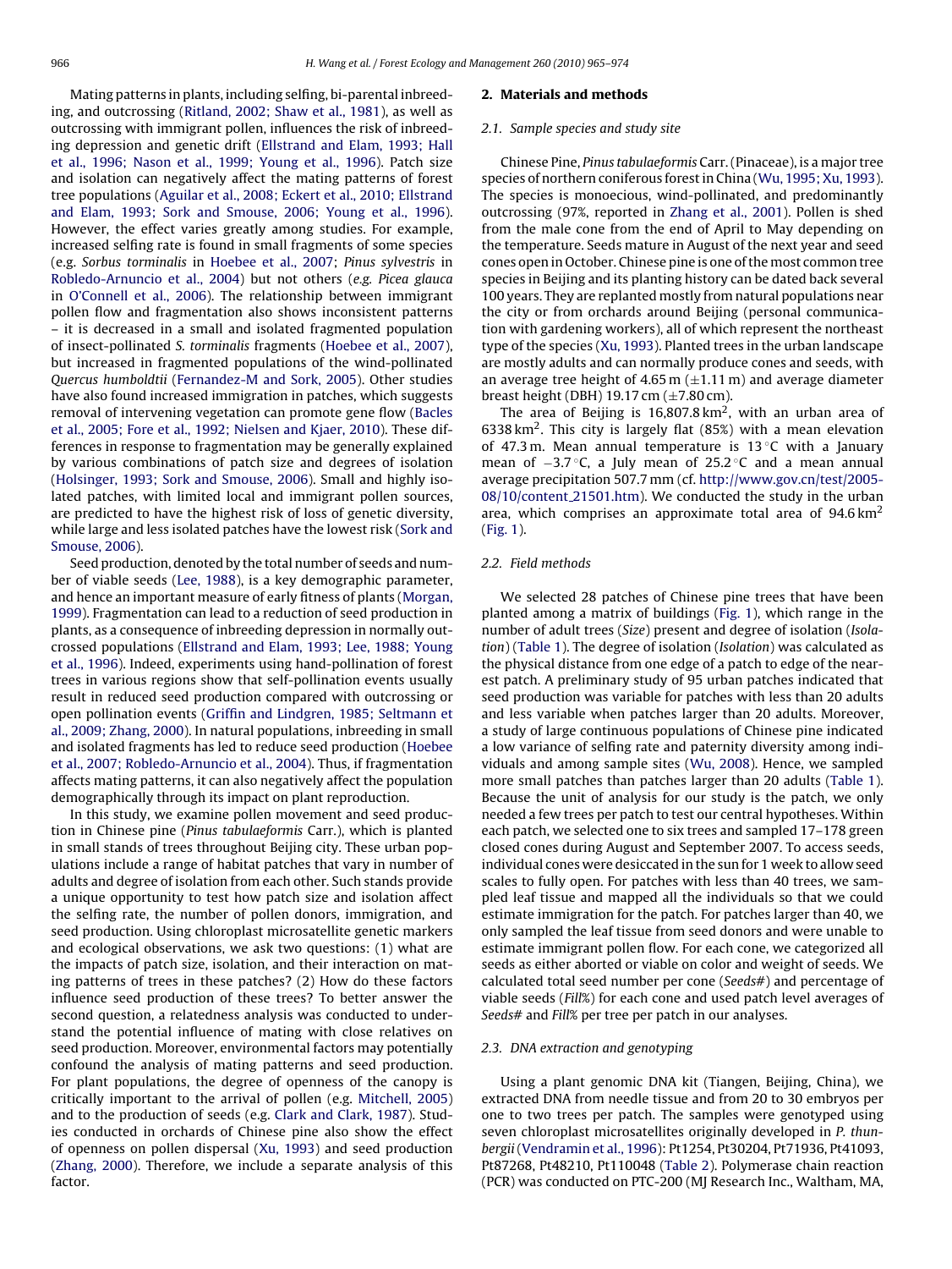Mating patterns in plants, including selfing, bi-parental inbreeding, and outcrossing (Ritland, 2002; Shaw et al., 1981), as well as outcrossing with immigrant pollen, influences the risk of inbreeding depression and genetic drift (Ellstrand and Elam, 1993; Hall et al., 1996; Nason et al., 1999; Young et al., 1996). Patch size and isolation can negatively affect the mating patterns of forest tree populations (Aguilar et al., 2008; Eckert et al., 2010; Ellstrand and Elam, 1993; Sork and Smouse, 2006; Young et al., 1996). However, the effect varies greatly among studies. For example, increased selfing rate is found in small fragments of some species (e.g. *Sorbus torminalis* in Hoebee et al., 2007; *Pinus sylvestris* in Robledo-Arnuncio et al., 2004) but not others (*e.g. Picea glauca* in O'Connell et al., 2006). The relationship between immigrant pollen flow and fragmentation also shows inconsistent patterns – it is decreased in a small and isolated fragmented population of insect-pollinated *S. torminalis* fragments (Hoebee et al., 2007), but increased in fragmented populations of the wind-pollinated *Quercus humboldtii* (Fernandez-M and Sork, 2005). Other studies have also found increased immigration in patches, which suggests removal of intervening vegetation can promote gene flow (Bacles et al., 2005; Fore et al., 1992; Nielsen and Kjaer, 2010). These differences in response to fragmentation may be generally explained by various combinations of patch size and degrees of isolation (Holsinger, 1993; Sork and Smouse, 2006). Small and highly isolated patches, with limited local and immigrant pollen sources, are predicted to have the highest risk of loss of genetic diversity, while large and less isolated patches have the lowest risk (Sork and Smouse, 2006).

Seed production, denoted by the total number of seeds and number of viable seeds (Lee, 1988), is a key demographic parameter, and hence an important measure of early fitness of plants (Morgan, 1999). Fragmentation can lead to a reduction of seed production in plants, as a consequence of inbreeding depression in normally outcrossed populations (Ellstrand and Elam, 1993; Lee, 1988; Young et al., 1996). Indeed, experiments using hand-pollination of forest trees in various regions show that self-pollination events usually result in reduced seed production compared with outcrossing or open pollination events (Griffin and Lindgren, 1985; Seltmann et al., 2009; Zhang, 2000). In natural populations, inbreeding in small and isolated fragments has led to reduce seed production (Hoebee et al., 2007; Robledo-Arnuncio et al., 2004). Thus, if fragmentation affects mating patterns, it can also negatively affect the population demographically through its impact on plant reproduction.

In this study, we examine pollen movement and seed production in Chinese pine (*Pinus tabulaeformis* Carr.), which is planted in small stands of trees throughout Beijing city. These urban populations include a range of habitat patches that vary in number of adults and degree of isolation from each other. Such stands provide a unique opportunity to test how patch size and isolation affect the selfing rate, the number of pollen donors, immigration, and seed production. Using chloroplast microsatellite genetic markers and ecological observations, we ask two questions: (1) what are the impacts of patch size, isolation, and their interaction on mating patterns of trees in these patches? (2) How do these factors influence seed production of these trees? To better answer the second question, a relatedness analysis was conducted to understand the potential influence of mating with close relatives on seed production. Moreover, environmental factors may potentially confound the analysis of mating patterns and seed production. For plant populations, the degree of openness of the canopy is critically important to the arrival of pollen (e.g. Mitchell, 2005) and to the production of seeds (e.g. Clark and Clark, 1987). Studies conducted in orchards of Chinese pine also show the effect of openness on pollen dispersal (Xu, 1993) and seed production (Zhang, 2000). Therefore, we include a separate analysis of this factor.

## 2. Materials and methods

### 2.1. Sample species and study site

Chinese Pine, *Pinus tabulaeformis* Carr. (Pinaceae), is a major tree species of northern coniferous forest in China (Wu, 1995; Xu, 1993). The species is monoecious, wind-pollinated, and predominantly outcrossing (97%, reported in Zhang et al., 2001). Pollen is shed from the male cone from the end of April to May depending on the temperature. Seeds mature in August of the next year and seed cones open in October. Chinese pine is one of the most common tree species in Beijing and its planting history can be dated back several 100 years. They are replanted mostly from natural populations near the city or from orchards around Beijing (personal communication with gardening workers), all of which represent the northeast type of the species (Xu, 1993). Planted trees in the urban landscape are mostly adults and can normally produce cones and seeds, with an average tree height of 4.65 m (±1.11 m) and average diameter breast height (DBH) 19.17 cm (±7.80 cm).

The area of Beijing is 16,807.8 km$^2$, with an urban area of 6338 km$^2$. This city is largely flat (85%) with a mean elevation of 47.3 m. Mean annual temperature is 13 °C with a January mean of −3.7 °C, a July mean of 25.2 °C and a mean annual average precipitation 507.7 mm (cf. http://www.gov.cn/test/2005-08/10/content_21501.htm). We conducted the study in the urban area, which comprises an approximate total area of 94.6 km$^2$ (Fig. 1).

### 2.2. Field methods

We selected 28 patches of Chinese pine trees that have been planted among a matrix of buildings (Fig. 1), which range in the number of adult trees (*Size*) present and degree of isolation (*Isolation*) (Table 1). The degree of isolation (*Isolation*) was calculated as the physical distance from one edge of a patch to edge of the nearest patch. A preliminary study of 95 urban patches indicated that seed production was variable for patches with less than 20 adults and less variable when patches larger than 20 adults. Moreover, a study of large continuous populations of Chinese pine indicated a low variance of selfing rate and paternity diversity among individuals and among sample sites (Wu, 2008). Hence, we sampled more small patches than patches larger than 20 adults (Table 1). Because the unit of analysis for our study is the patch, we only needed a few trees per patch to test our central hypotheses. Within each patch, we selected one to six trees and sampled 17–178 green closed cones during August and September 2007. To access seeds, individual cones were desiccated in the sun for 1 week to allow seed scales to fully open. For patches with less than 40 trees, we sampled leaf tissue and mapped all the individuals so that we could estimate immigration for the patch. For patches larger than 40, we only sampled the leaf tissue from seed donors and were unable to estimate immigrant pollen flow. For each cone, we categorized all seeds as either aborted or viable on color and weight of seeds. We calculated total seed number per cone (*Seeds#*) and percentage of viable seeds (*Fill%*) for each cone and used patch level averages of *Seeds#* and *Fill%* per tree per patch in our analyses.

### 2.3. DNA extraction and genotyping

Using a plant genomic DNA kit (Tiangen, Beijing, China), we extracted DNA from needle tissue and from 20 to 30 embryos per one to two trees per patch. The samples were genotyped using seven chloroplast microsatellites originally developed in *P. thunbergii* (Vendramin et al., 1996): Pt1254, Pt30204, Pt71936, Pt41093, Pt87268, Pt48210, Pt110048 (Table 2). Polymerase chain reaction (PCR) was conducted on PTC-200 (MJ Research Inc., Waltham, MA,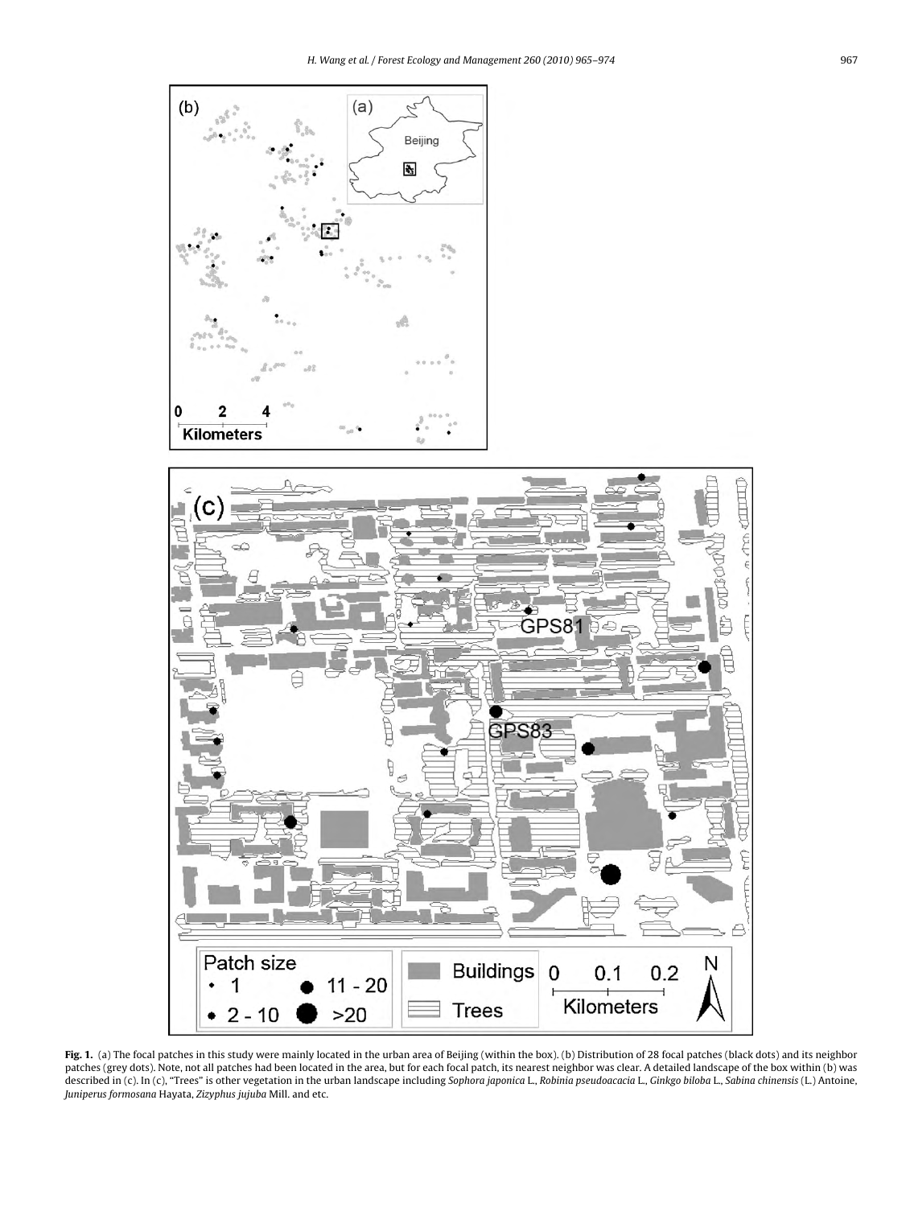**Fig. 1.** (a) The focal patches in this study were mainly located in the urban area of Beijing (within the box). (b) Distribution of 28 focal patches (black dots) and its neighbor patches (grey dots). Note, not all patches had been located in the area, but for each focal patch, its nearest neighbor was clear. A detailed landscape of the box within (b) was described in (c). In (c), "Trees" is other vegetation in the urban landscape including *Sophora japonica* L., *Robinia pseudoacacia* L., *Ginkgo biloba* L., *Sabina chinensis* (L.) Antoine, *Juniperus formosana* Hayata, *Zizyphus jujuba* Mill. and etc.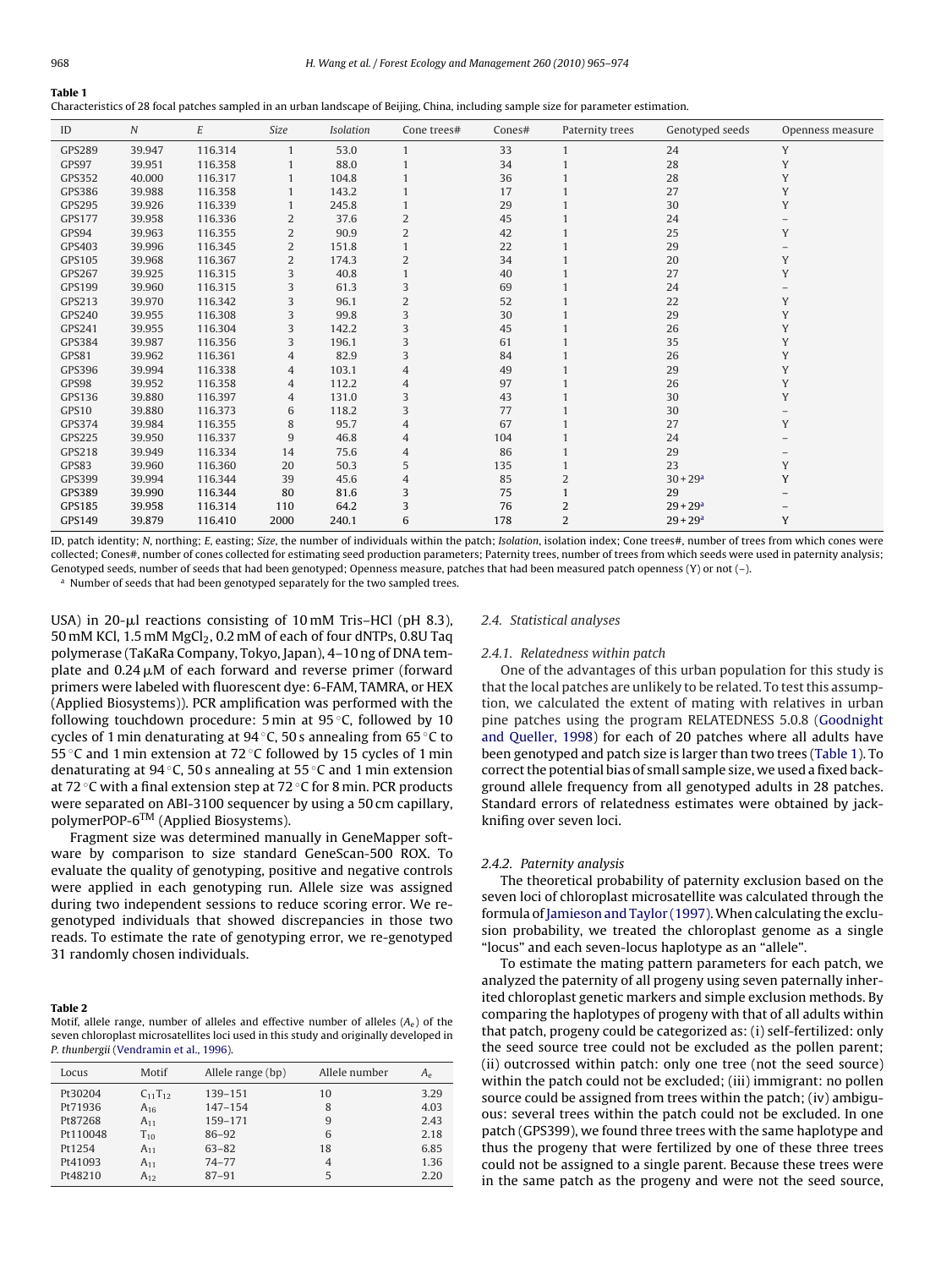**Table 1**
Characteristics of 28 focal patches sampled in an urban landscape of Beijing, China, including sample size for parameter estimation.

| ID | *N* | *E* | *Size* | *Isolation* | Cone trees# | Cones# | Paternity trees | Genotyped seeds | Openness measure |
|---|---|---|---|---|---|---|---|---|---|
| GPS289 | 39.947 | 116.314 | 1 | 53.0 | 1 | 33 | 1 | 24 | Y |
| GPS97 | 39.951 | 116.358 | 1 | 88.0 | 1 | 34 | 1 | 28 | Y |
| GPS352 | 40.000 | 116.317 | 1 | 104.8 | 1 | 36 | 1 | 28 | Y |
| GPS386 | 39.988 | 116.358 | 1 | 143.2 | 1 | 17 | 1 | 27 | Y |
| GPS295 | 39.926 | 116.339 | 1 | 245.8 | 1 | 29 | 1 | 30 | Y |
| GPS177 | 39.958 | 116.336 | 2 | 37.6 | 2 | 45 | 1 | 24 | – |
| GPS94 | 39.963 | 116.355 | 2 | 90.9 | 2 | 42 | 1 | 25 | Y |
| GPS403 | 39.996 | 116.345 | 2 | 151.8 | 1 | 22 | 1 | 29 | – |
| GPS105 | 39.968 | 116.367 | 2 | 174.3 | 2 | 34 | 1 | 20 | Y |
| GPS267 | 39.925 | 116.315 | 3 | 40.8 | 1 | 40 | 1 | 27 | Y |
| GPS199 | 39.960 | 116.315 | 3 | 61.3 | 3 | 69 | 1 | 24 | – |
| GPS213 | 39.970 | 116.342 | 3 | 96.1 | 2 | 52 | 1 | 22 | Y |
| GPS240 | 39.955 | 116.308 | 3 | 99.8 | 3 | 30 | 1 | 29 | Y |
| GPS241 | 39.955 | 116.304 | 3 | 142.2 | 3 | 45 | 1 | 26 | Y |
| GPS384 | 39.987 | 116.356 | 3 | 196.1 | 3 | 61 | 1 | 35 | Y |
| GPS81 | 39.962 | 116.361 | 4 | 82.9 | 3 | 84 | 1 | 26 | Y |
| GPS396 | 39.994 | 116.338 | 4 | 103.1 | 4 | 49 | 1 | 29 | Y |
| GPS98 | 39.952 | 116.358 | 4 | 112.2 | 4 | 97 | 1 | 26 | Y |
| GPS136 | 39.880 | 116.397 | 4 | 131.0 | 3 | 43 | 1 | 30 | Y |
| GPS10 | 39.880 | 116.373 | 6 | 118.2 | 3 | 77 | 1 | 30 | – |
| GPS374 | 39.984 | 116.355 | 8 | 95.7 | 4 | 67 | 1 | 27 | Y |
| GPS225 | 39.950 | 116.337 | 9 | 46.8 | 4 | 104 | 1 | 24 | – |
| GPS218 | 39.949 | 116.334 | 14 | 75.6 | 4 | 86 | 1 | 29 | – |
| GPS83 | 39.960 | 116.360 | 20 | 50.3 | 5 | 135 | 1 | 23 | Y |
| GPS399 | 39.994 | 116.344 | 39 | 45.6 | 4 | 85 | 2 | 30 + 29[a] | Y |
| GPS389 | 39.990 | 116.344 | 80 | 81.6 | 3 | 75 | 1 | 29 | – |
| GPS185 | 39.958 | 116.314 | 110 | 64.2 | 3 | 76 | 2 | 29 + 29[a] | – |
| GPS149 | 39.879 | 116.410 | 2000 | 240.1 | 6 | 178 | 2 | 29 + 29[a] | Y |

ID, patch identity; *N*, northing; *E*, easting; *Size*, the number of individuals within the patch; *Isolation*, isolation index; Cone trees#, number of trees from which cones were collected; Cones#, number of cones collected for estimating seed production parameters; Paternity trees, number of trees from which seeds were used in paternity analysis; Genotyped seeds, number of seeds that had been genotyped; Openness measure, patches that had been measured patch openness (Y) or not (–).

[a] Number of seeds that had been genotyped separately for the two sampled trees.

USA) in 20-μl reactions consisting of 10 mM Tris–HCl (pH 8.3), 50 mM KCl, 1.5 mM $MgCl_2$, 0.2 mM of each of four dNTPs, 0.8U Taq polymerase (TaKaRa Company, Tokyo, Japan), 4–10 ng of DNA template and 0.24 μM of each forward and reverse primer (forward primers were labeled with fluorescent dye: 6-FAM, TAMRA, or HEX (Applied Biosystems)). PCR amplification was performed with the following touchdown procedure: 5 min at 95 °C, followed by 10 cycles of 1 min denaturating at 94 °C, 50 s annealing from 65 °C to 55 °C and 1 min extension at 72 °C followed by 15 cycles of 1 min denaturating at 94 °C, 50 s annealing at 55 °C and 1 min extension at 72 °C with a final extension step at 72 °C for 8 min. PCR products were separated on ABI-3100 sequencer by using a 50 cm capillary, polymerPOP-6™ (Applied Biosystems).

Fragment size was determined manually in GeneMapper software by comparison to size standard GeneScan-500 ROX. To evaluate the quality of genotyping, positive and negative controls were applied in each genotyping run. Allele size was assigned during two independent sessions to reduce scoring error. We re-genotyped individuals that showed discrepancies in those two reads. To estimate the rate of genotyping error, we re-genotyped 31 randomly chosen individuals.

**Table 2**
Motif, allele range, number of alleles and effective number of alleles ($A_e$) of the seven chloroplast microsatellites loci used in this study and originally developed in *P. thunbergii* (Vendramin et al., 1996).

| Locus | Motif | Allele range (bp) | Allele number | $A_e$ |
|---|---|---|---|---|
| Pt30204 | $C_{11}T_{12}$ | 139–151 | 10 | 3.29 |
| Pt71936 | $A_{16}$ | 147–154 | 8 | 4.03 |
| Pt87268 | $A_{11}$ | 159–171 | 9 | 2.43 |
| Pt110048 | $T_{10}$ | 86–92 | 6 | 2.18 |
| Pt1254 | $A_{11}$ | 63–82 | 18 | 6.85 |
| Pt41093 | $A_{11}$ | 74–77 | 4 | 1.36 |
| Pt48210 | $A_{12}$ | 87–91 | 5 | 2.20 |

### 2.4. Statistical analyses

#### 2.4.1. Relatedness within patch

One of the advantages of this urban population for this study is that the local patches are unlikely to be related. To test this assumption, we calculated the extent of mating with relatives in urban pine patches using the program RELATEDNESS 5.0.8 (Goodnight and Queller, 1998) for each of 20 patches where all adults have been genotyped and patch size is larger than two trees (Table 1). To correct the potential bias of small sample size, we used a fixed background allele frequency from all genotyped adults in 28 patches. Standard errors of relatedness estimates were obtained by jackknifing over seven loci.

#### 2.4.2. Paternity analysis

The theoretical probability of paternity exclusion based on the seven loci of chloroplast microsatellite was calculated through the formula of Jamieson and Taylor (1997). When calculating the exclusion probability, we treated the chloroplast genome as a single "locus" and each seven-locus haplotype as an "allele".

To estimate the mating pattern parameters for each patch, we analyzed the paternity of all progeny using seven paternally inherited chloroplast genetic markers and simple exclusion methods. By comparing the haplotypes of progeny with that of all adults within that patch, progeny could be categorized as: (i) self-fertilized: only the seed source tree could not be excluded as the pollen parent; (ii) outcrossed within patch: only one tree (not the seed source) within the patch could not be excluded; (iii) immigrant: no pollen source could be assigned from trees within the patch; (iv) ambiguous: several trees within the patch could not be excluded. In one patch (GPS399), we found three trees with the same haplotype and thus the progeny that were fertilized by one of these three trees could not be assigned to a single parent. Because these trees were in the same patch as the progeny and were not the seed source,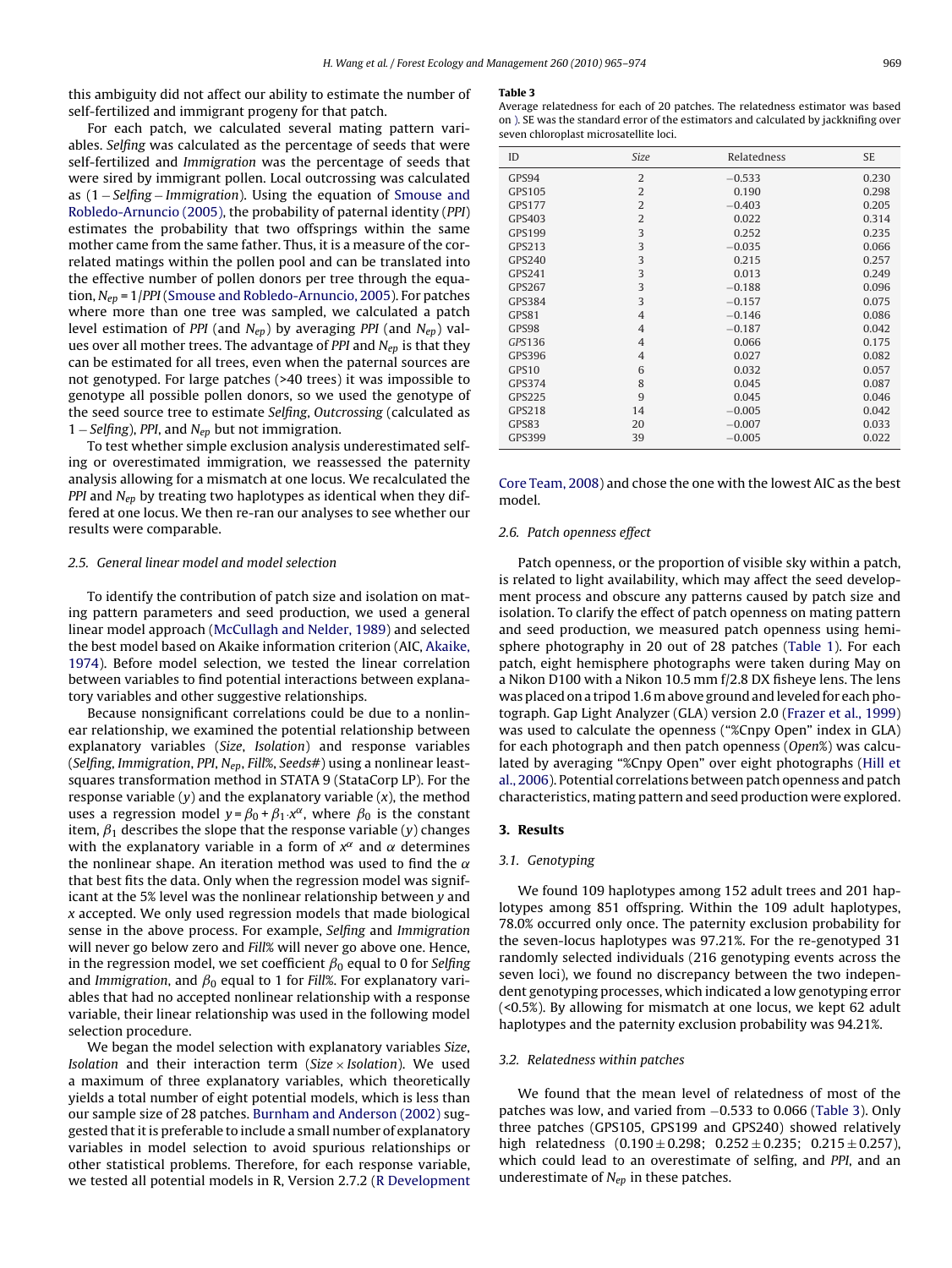this ambiguity did not affect our ability to estimate the number of self-fertilized and immigrant progeny for that patch.

For each patch, we calculated several mating pattern variables. *Selfing* was calculated as the percentage of seeds that were self-fertilized and *Immigration* was the percentage of seeds that were sired by immigrant pollen. Local outcrossing was calculated as (1 − *Selfing* − *Immigration*). Using the equation of Smouse and Robledo-Arnuncio (2005), the probability of paternal identity (*PPI*) estimates the probability that two offsprings within the same mother came from the same father. Thus, it is a measure of the correlated matings within the pollen pool and can be translated into the effective number of pollen donors per tree through the equation, $N_{ep} = 1/PPI$ (Smouse and Robledo-Arnuncio, 2005). For patches where more than one tree was sampled, we calculated a patch level estimation of *PPI* (and $N_{ep}$) by averaging *PPI* (and $N_{ep}$) values over all mother trees. The advantage of *PPI* and $N_{ep}$ is that they can be estimated for all trees, even when the paternal sources are not genotyped. For large patches (>40 trees) it was impossible to genotype all possible pollen donors, so we used the genotype of the seed source tree to estimate *Selfing*, *Outcrossing* (calculated as 1 − *Selfing*), *PPI*, and $N_{ep}$ but not immigration.

To test whether simple exclusion analysis underestimated selfing or overestimated immigration, we reassessed the paternity analysis allowing for a mismatch at one locus. We recalculated the *PPI* and $N_{ep}$ by treating two haplotypes as identical when they differed at one locus. We then re-ran our analyses to see whether our results were comparable.

### 2.5. General linear model and model selection

To identify the contribution of patch size and isolation on mating pattern parameters and seed production, we used a general linear model approach (McCullagh and Nelder, 1989) and selected the best model based on Akaike information criterion (AIC, Akaike, 1974). Before model selection, we tested the linear correlation between variables to find potential interactions between explanatory variables and other suggestive relationships.

Because nonsignificant correlations could be due to a nonlinear relationship, we examined the potential relationship between explanatory variables (*Size*, *Isolation*) and response variables (*Selfing*, *Immigration*, *PPI*, $N_{ep}$, *Fill%*, *Seeds#*) using a nonlinear least-squares transformation method in STATA 9 (StataCorp LP). For the response variable ($y$) and the explanatory variable ($x$), the method uses a regression model $y = \beta_0 + \beta_1 \cdot x^{\alpha}$, where $\beta_0$ is the constant item, $\beta_1$ describes the slope that the response variable ($y$) changes with the explanatory variable in a form of $x^{\alpha}$ and $\alpha$ determines the nonlinear shape. An iteration method was used to find the $\alpha$ that best fits the data. Only when the regression model was significant at the 5% level was the nonlinear relationship between $y$ and $x$ accepted. We only used regression models that made biological sense in the above process. For example, *Selfing* and *Immigration* will never go below zero and *Fill%* will never go above one. Hence, in the regression model, we set coefficient $\beta_0$ equal to 0 for *Selfing* and *Immigration*, and $\beta_0$ equal to 1 for *Fill%*. For explanatory variables that had no accepted nonlinear relationship with a response variable, their linear relationship was used in the following model selection procedure.

We began the model selection with explanatory variables *Size*, *Isolation* and their interaction term (*Size* × *Isolation*). We used a maximum of three explanatory variables, which theoretically yields a total number of eight potential models, which is less than our sample size of 28 patches. Burnham and Anderson (2002) suggested that it is preferable to include a small number of explanatory variables in model selection to avoid spurious relationships or other statistical problems. Therefore, for each response variable, we tested all potential models in R, Version 2.7.2 (R Development Core Team, 2008) and chose the one with the lowest AIC as the best model.

**Table 3**
Average relatedness for each of 20 patches. The relatedness estimator was based on ). SE was the standard error of the estimators and calculated by jackknifing over seven chloroplast microsatellite loci.

| ID | *Size* | Relatedness | SE |
|---|---|---|---|
| GPS94 | 2 | −0.533 | 0.230 |
| GPS105 | 2 | 0.190 | 0.298 |
| GPS177 | 2 | −0.403 | 0.205 |
| GPS403 | 2 | 0.022 | 0.314 |
| GPS199 | 3 | 0.252 | 0.235 |
| GPS213 | 3 | −0.035 | 0.066 |
| GPS240 | 3 | 0.215 | 0.257 |
| GPS241 | 3 | 0.013 | 0.249 |
| GPS267 | 3 | −0.188 | 0.096 |
| GPS384 | 3 | −0.157 | 0.075 |
| GPS81 | 4 | −0.146 | 0.086 |
| GPS98 | 4 | −0.187 | 0.042 |
| *GPS*136 | 4 | 0.066 | 0.175 |
| GPS396 | 4 | 0.027 | 0.082 |
| GPS10 | 6 | 0.032 | 0.057 |
| GPS374 | 8 | 0.045 | 0.087 |
| GPS225 | 9 | 0.045 | 0.046 |
| GPS218 | 14 | −0.005 | 0.042 |
| GPS83 | 20 | −0.007 | 0.033 |
| GPS399 | 39 | −0.005 | 0.022 |

### 2.6. Patch openness effect

Patch openness, or the proportion of visible sky within a patch, is related to light availability, which may affect the seed development process and obscure any patterns caused by patch size and isolation. To clarify the effect of patch openness on mating pattern and seed production, we measured patch openness using hemisphere photography in 20 out of 28 patches (Table 1). For each patch, eight hemisphere photographs were taken during May on a Nikon D100 with a Nikon 10.5 mm f/2.8 DX fisheye lens. The lens was placed on a tripod 1.6 m above ground and leveled for each photograph. Gap Light Analyzer (GLA) version 2.0 (Frazer et al., 1999) was used to calculate the openness ("%Cnpy Open" index in GLA) for each photograph and then patch openness (*Open%*) was calculated by averaging "%Cnpy Open" over eight photographs (Hill et al., 2006). Potential correlations between patch openness and patch characteristics, mating pattern and seed production were explored.

## 3. Results

### 3.1. Genotyping

We found 109 haplotypes among 152 adult trees and 201 haplotypes among 851 offspring. Within the 109 adult haplotypes, 78.0% occurred only once. The paternity exclusion probability for the seven-locus haplotypes was 97.21%. For the re-genotyped 31 randomly selected individuals (216 genotyping events across the seven loci), we found no discrepancy between the two independent genotyping processes, which indicated a low genotyping error (<0.5%). By allowing for mismatch at one locus, we kept 62 adult haplotypes and the paternity exclusion probability was 94.21%.

### 3.2. Relatedness within patches

We found that the mean level of relatedness of most of the patches was low, and varied from −0.533 to 0.066 (Table 3). Only three patches (GPS105, GPS199 and GPS240) showed relatively high relatedness (0.190 ± 0.298; 0.252 ± 0.235; 0.215 ± 0.257), which could lead to an overestimate of selfing, and *PPI*, and an underestimate of $N_{ep}$ in these patches.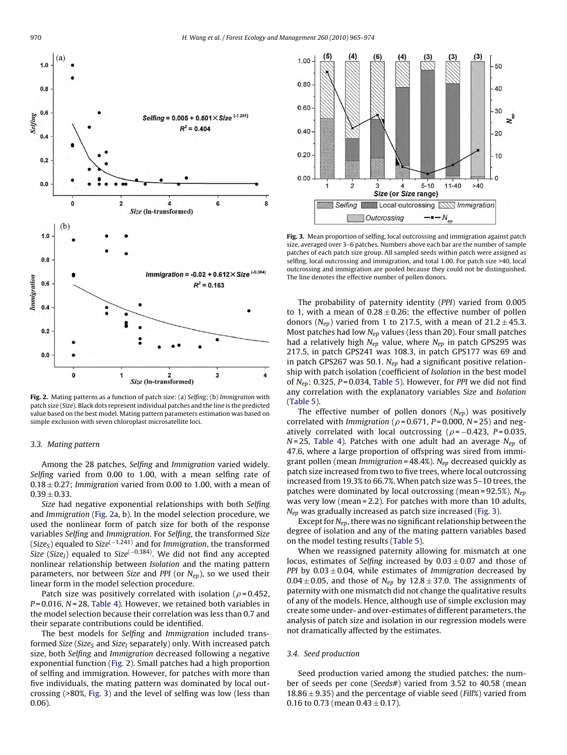Fig. 2. Mating patterns as a function of patch size: (a) *Selfing*; (b) *Immigration* with patch size (*Size*). Black dots represent individual patches and the line is the predicted value based on the best model. Mating pattern parameters estimation was based on simple exclusion with seven chloroplast microsatellite loci.

### 3.3. Mating pattern

Among the 28 patches, *Selfing* and *Immigration* varied widely. *Selfing* varied from 0.00 to 1.00, with a mean selfing rate of $0.18 \pm 0.27$; *Immigration* varied from 0.00 to 1.00, with a mean of $0.39 \pm 0.33$.

*Size* had negative exponential relationships with both *Selfing* and *Immigration* (Fig. 2a, b). In the model selection procedure, we used the nonlinear form of patch size for both of the response variables *Selfing* and *Immigration*. For *Selfing*, the transformed *Size* ($Size_S$) equaled to $Size^{(-1.241)}$ and for *Immigration*, the transformed *Size* ($Size_I$) equaled to $Size^{(-0.384)}$. We did not find any accepted nonlinear relationship between *Isolation* and the mating pattern parameters, nor between *Size* and *PPI* (or $N_{ep}$), so we used their linear form in the model selection procedure.

Patch size was positively correlated with isolation ($\rho = 0.452$, $P = 0.016$, $N = 28$, Table 4). However, we retained both variables in the model selection because their correlation was less than 0.7 and their separate contributions could be identified.

The best models for *Selfing* and *Immigration* included transformed *Size* ($Size_S$ and $Size_I$ separately) only. With increased patch size, both *Selfing* and *Immigration* decreased following a negative exponential function (Fig. 2). Small patches had a high proportion of selfing and immigration. However, for patches with more than five individuals, the mating pattern was dominated by local outcrossing (>80%, Fig. 3) and the level of selfing was low (less than 0.06).

Fig. 3. Mean proportion of selfing, local outcrossing and immigration against patch size, averaged over 3–6 patches. Numbers above each bar are the number of sample patches of each patch size group. All sampled seeds within patch were assigned as selfing, local outcrossing and immigration, and total 1.00. For patch size >40, local outcrossing and immigration are pooled because they could not be distinguished. The line denotes the effective number of pollen donors.

The probability of paternity identity (*PPI*) varied from 0.005 to 1, with a mean of $0.28 \pm 0.26$; the effective number of pollen donors ($N_{ep}$) varied from 1 to 217.5, with a mean of $21.2 \pm 45.3$. Most patches had low $N_{ep}$ values (less than 20). Four small patches had a relatively high $N_{ep}$ value, where $N_{ep}$ in patch GPS295 was 217.5, in patch GPS241 was 108.3, in patch GPS177 was 69 and in patch GPS267 was 50.1. $N_{ep}$ had a significant positive relationship with patch isolation (coefficient of *Isolation* in the best model of $N_{ep}$: 0.325, $P = 0.034$, Table 5). However, for *PPI* we did not find any correlation with the explanatory variables *Size* and *Isolation* (Table 5).

The effective number of pollen donors ($N_{ep}$) was positively correlated with *Immigration* ($\rho = 0.671$, $P = 0.000$, $N = 25$) and negatively correlated with local outcrossing ($\rho = -0.423$, $P = 0.035$, $N = 25$, Table 4). Patches with one adult had an average $N_{ep}$ of 47.6, where a large proportion of offspring was sired from immigrant pollen (mean *Immigration* = 48.4%). $N_{ep}$ decreased quickly as patch size increased from two to five trees, where local outcrossing increased from 19.3% to 66.7%. When patch size was 5–10 trees, the patches were dominated by local outcrossing (mean = 92.5%), $N_{ep}$ was very low (mean = 2.2). For patches with more than 10 adults, $N_{ep}$ was gradually increased as patch size increased (Fig. 3).

Except for $N_{ep}$, there was no significant relationship between the degree of isolation and any of the mating pattern variables based on the model testing results (Table 5).

When we reassigned paternity allowing for mismatch at one locus, estimates of *Selfing* increased by $0.03 \pm 0.07$ and those of *PPI* by $0.03 \pm 0.04$, while estimates of *Immigration* decreased by $0.04 \pm 0.05$, and those of $N_{ep}$ by $12.8 \pm 37.0$. The assignments of paternity with one mismatch did not change the qualitative results of any of the models. Hence, although use of simple exclusion may create some under- and over-estimates of different parameters, the analysis of patch size and isolation in our regression models were not dramatically affected by the estimates.

### 3.4. Seed production

Seed production varied among the studied patches: the number of seeds per cone (*Seeds#*) varied from 3.52 to 40.58 (mean $18.86 \pm 9.35$) and the percentage of viable seed (*Fill%*) varied from 0.16 to 0.73 (mean $0.43 \pm 0.17$).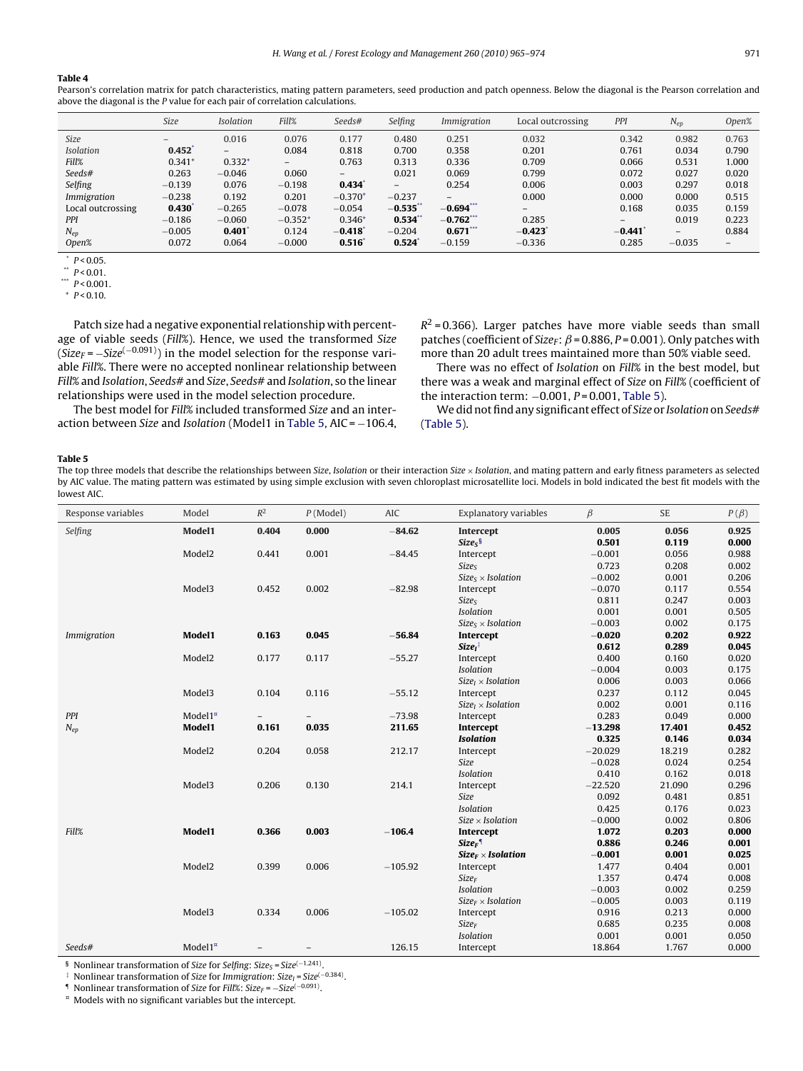**Table 4**

Pearson's correlation matrix for patch characteristics, mating pattern parameters, seed production and patch openness. Below the diagonal is the Pearson correlation and above the diagonal is the *P* value for each pair of correlation calculations.

| | *Size* | *Isolation* | *Fill%* | *Seeds#* | *Selfing* | *Immigration* | Local outcrossing | *PPI* | $N_{ep}$ | *Open%* |
|---|---|---|---|---|---|---|---|---|---|---|
| *Size* | – | 0.016 | 0.076 | 0.177 | 0.480 | 0.251 | 0.032 | 0.342 | 0.982 | 0.763 |
| *Isolation* | **0.452**\* | – | 0.084 | 0.818 | 0.700 | 0.358 | 0.201 | 0.761 | 0.034 | 0.790 |
| *Fill%* | 0.341+ | 0.332+ | – | 0.763 | 0.313 | 0.336 | 0.709 | 0.066 | 0.531 | 1.000 |
| *Seeds#* | 0.263 | −0.046 | 0.060 | – | 0.021 | 0.069 | 0.799 | 0.072 | 0.027 | 0.020 |
| *Selfing* | −0.139 | 0.076 | −0.198 | **0.434**\* | – | 0.254 | 0.006 | 0.003 | 0.297 | 0.018 |
| *Immigration* | −0.238 | 0.192 | 0.201 | −0.370+ | −0.237 | – | 0.000 | 0.000 | 0.000 | 0.515 |
| Local outcrossing | **0.430**\* | −0.265 | −0.078 | −0.054 | **−0.535**\*\* | **−0.694**\*\*\* | – | 0.168 | 0.035 | 0.159 |
| *PPI* | −0.186 | −0.060 | −0.352+ | 0.346+ | **0.534**\*\* | **−0.762**\*\*\* | 0.285 | – | 0.019 | 0.223 |
| $N_{ep}$ | −0.005 | **0.401**\* | 0.124 | **−0.418**\* | −0.204 | **0.671**\*\*\* | **−0.423**\* | **−0.441**\* | – | 0.884 |
| *Open%* | 0.072 | 0.064 | −0.000 | **0.516**\* | **0.524**\* | −0.159 | −0.336 | 0.285 | −0.035 | – |

\* $P < 0.05$.
\*\* $P < 0.01$.
\*\*\* $P < 0.001$.
+ $P < 0.10$.

Patch size had a negative exponential relationship with percentage of viable seeds (*Fill%*). Hence, we used the transformed *Size* ($Size_F = -Size^{(-0.091)}$) in the model selection for the response variable *Fill%*. There were no accepted nonlinear relationship between *Fill%* and *Isolation*, *Seeds#* and *Size*, *Seeds#* and *Isolation*, so the linear relationships were used in the model selection procedure.

The best model for *Fill%* included transformed *Size* and an interaction between *Size* and *Isolation* (Model1 in Table 5, AIC = −106.4, $R^2 = 0.366$). Larger patches have more viable seeds than small patches (coefficient of $Size_F$: $\beta = 0.886$, $P = 0.001$). Only patches with more than 20 adult trees maintained more than 50% viable seed.

There was no effect of *Isolation* on *Fill%* in the best model, but there was a weak and marginal effect of *Size* on *Fill%* (coefficient of the interaction term: −0.001, $P = 0.001$, Table 5).

We did not find any significant effect of *Size* or *Isolation* on *Seeds#* (Table 5).

**Table 5**

The top three models that describe the relationships between *Size*, *Isolation* or their interaction *Size* × *Isolation*, and mating pattern and early fitness parameters as selected by AIC value. The mating pattern was estimated by using simple exclusion with seven chloroplast microsatellite loci. Models in bold indicated the best fit models with the lowest AIC.

| Response variables | Model | $R^2$ | *P* (Model) | AIC | Explanatory variables | β | SE | *P* (β) |
|---|---|---|---|---|---|---|---|---|
| *Selfing* | **Model1** | **0.404** | **0.000** | **−84.62** | **Intercept** | **0.005** | **0.056** | **0.925** |
| | | | | | $\boldsymbol{Size_S}$[§] | **0.501** | **0.119** | **0.000** |
| | Model2 | 0.441 | 0.001 | −84.45 | Intercept | −0.001 | 0.056 | 0.988 |
| | | | | | $Size_S$ | 0.723 | 0.208 | 0.002 |
| | | | | | $Size_S$ × *Isolation* | −0.002 | 0.001 | 0.206 |
| | Model3 | 0.452 | 0.002 | −82.98 | Intercept | −0.070 | 0.117 | 0.554 |
| | | | | | $Size_S$ | 0.811 | 0.247 | 0.003 |
| | | | | | *Isolation* | 0.001 | 0.001 | 0.505 |
| | | | | | $Size_S$ × *Isolation* | −0.003 | 0.002 | 0.175 |
| *Immigration* | **Model1** | **0.163** | **0.045** | **−56.84** | **Intercept** | **−0.020** | **0.202** | **0.922** |
| | | | | | $\boldsymbol{Size_I}$[‡] | **0.612** | **0.289** | **0.045** |
| | Model2 | 0.177 | 0.117 | −55.27 | Intercept | 0.400 | 0.160 | 0.020 |
| | | | | | *Isolation* | −0.004 | 0.003 | 0.175 |
| | | | | | $Size_I$ × *Isolation* | 0.006 | 0.003 | 0.066 |
| | Model3 | 0.104 | 0.116 | −55.12 | Intercept | 0.237 | 0.112 | 0.045 |
| | | | | | $Size_I$ × *Isolation* | 0.002 | 0.001 | 0.116 |
| *PPI* | Model1[¤] | – | – | −73.98 | Intercept | 0.283 | 0.049 | 0.000 |
| $N_{ep}$ | **Model1** | **0.161** | **0.035** | **211.65** | **Intercept** | **−13.298** | **17.401** | **0.452** |
| | | | | | ***Isolation*** | **0.325** | **0.146** | **0.034** |
| | Model2 | 0.204 | 0.058 | 212.17 | Intercept | −20.029 | 18.219 | 0.282 |
| | | | | | *Size* | −0.028 | 0.024 | 0.254 |
| | | | | | *Isolation* | 0.410 | 0.162 | 0.018 |
| | Model3 | 0.206 | 0.130 | 214.1 | Intercept | −22.520 | 21.090 | 0.296 |
| | | | | | *Size* | 0.092 | 0.481 | 0.851 |
| | | | | | *Isolation* | 0.425 | 0.176 | 0.023 |
| | | | | | *Size* × *Isolation* | −0.000 | 0.002 | 0.806 |
| *Fill%* | **Model1** | **0.366** | **0.003** | **−106.4** | **Intercept** | **1.072** | **0.203** | **0.000** |
| | | | | | $\boldsymbol{Size_F}$[¶] | **0.886** | **0.246** | **0.001** |
| | | | | | $\boldsymbol{Size_F}$ **×** ***Isolation*** | **−0.001** | **0.001** | **0.025** |
| | Model2 | 0.399 | 0.006 | −105.92 | Intercept | 1.477 | 0.404 | 0.001 |
| | | | | | $Size_F$ | 1.357 | 0.474 | 0.008 |
| | | | | | *Isolation* | −0.003 | 0.002 | 0.259 |
| | | | | | $Size_F$ × *Isolation* | −0.005 | 0.003 | 0.119 |
| | Model3 | 0.334 | 0.006 | −105.02 | Intercept | 0.916 | 0.213 | 0.000 |
| | | | | | $Size_F$ | 0.685 | 0.235 | 0.008 |
| | | | | | *Isolation* | 0.001 | 0.001 | 0.050 |
| *Seeds#* | Model1[¤] | – | – | 126.15 | Intercept | 18.864 | 1.767 | 0.000 |

[§] Nonlinear transformation of *Size* for *Selfing*: $Size_S = Size^{(-1.241)}$.
[‡] Nonlinear transformation of *Size* for *Immigration*: $Size_I = Size^{(-0.384)}$.
[¶] Nonlinear transformation of *Size* for *Fill%*: $Size_F = -Size^{(-0.091)}$.
[¤] Models with no significant variables but the intercept.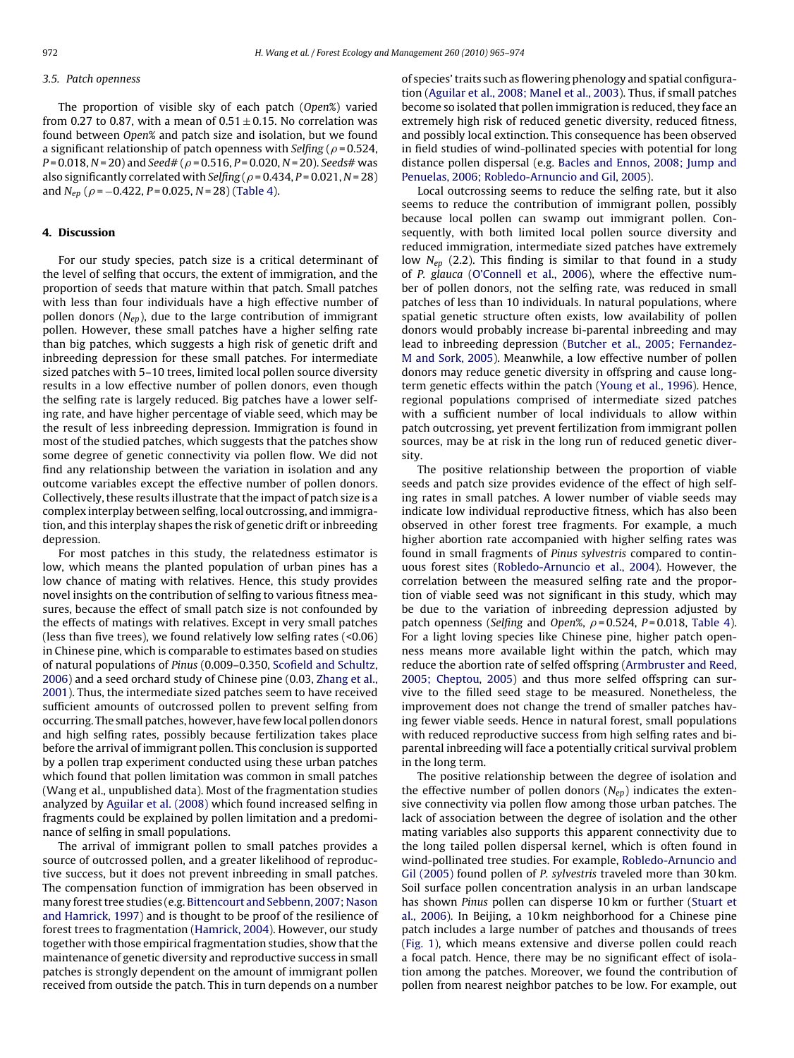### 3.5. Patch openness

The proportion of visible sky of each patch (*Open%*) varied from 0.27 to 0.87, with a mean of $0.51 \pm 0.15$. No correlation was found between *Open%* and patch size and isolation, but we found a significant relationship of patch openness with *Selfing* ($\rho = 0.524$, $P = 0.018$, $N = 20$) and *Seed#* ($\rho = 0.516$, $P = 0.020$, $N = 20$). *Seeds#* was also significantly correlated with *Selfing* ($\rho = 0.434$, $P = 0.021$, $N = 28$) and $N_{ep}$ ($\rho = -0.422$, $P = 0.025$, $N = 28$) (Table 4).

## 4. Discussion

For our study species, patch size is a critical determinant of the level of selfing that occurs, the extent of immigration, and the proportion of seeds that mature within that patch. Small patches with less than four individuals have a high effective number of pollen donors ($N_{ep}$), due to the large contribution of immigrant pollen. However, these small patches have a higher selfing rate than big patches, which suggests a high risk of genetic drift and inbreeding depression for these small patches. For intermediate sized patches with 5–10 trees, limited local pollen source diversity results in a low effective number of pollen donors, even though the selfing rate is largely reduced. Big patches have a lower selfing rate, and have higher percentage of viable seed, which may be the result of less inbreeding depression. Immigration is found in most of the studied patches, which suggests that the patches show some degree of genetic connectivity via pollen flow. We did not find any relationship between the variation in isolation and any outcome variables except the effective number of pollen donors. Collectively, these results illustrate that the impact of patch size is a complex interplay between selfing, local outcrossing, and immigration, and this interplay shapes the risk of genetic drift or inbreeding depression.

For most patches in this study, the relatedness estimator is low, which means the planted population of urban pines has a low chance of mating with relatives. Hence, this study provides novel insights on the contribution of selfing to various fitness measures, because the effect of small patch size is not confounded by the effects of matings with relatives. Except in very small patches (less than five trees), we found relatively low selfing rates (<0.06) in Chinese pine, which is comparable to estimates based on studies of natural populations of *Pinus* (0.009–0.350, Scofield and Schultz, 2006) and a seed orchard study of Chinese pine (0.03, Zhang et al., 2001). Thus, the intermediate sized patches seem to have received sufficient amounts of outcrossed pollen to prevent selfing from occurring. The small patches, however, have few local pollen donors and high selfing rates, possibly because fertilization takes place before the arrival of immigrant pollen. This conclusion is supported by a pollen trap experiment conducted using these urban patches which found that pollen limitation was common in small patches (Wang et al., unpublished data). Most of the fragmentation studies analyzed by Aguilar et al. (2008) which found increased selfing in fragments could be explained by pollen limitation and a predominance of selfing in small populations.

The arrival of immigrant pollen to small patches provides a source of outcrossed pollen, and a greater likelihood of reproductive success, but it does not prevent inbreeding in small patches. The compensation function of immigration has been observed in many forest tree studies (e.g. Bittencourt and Sebbenn, 2007; Nason and Hamrick, 1997) and is thought to be proof of the resilience of forest trees to fragmentation (Hamrick, 2004). However, our study together with those empirical fragmentation studies, show that the maintenance of genetic diversity and reproductive success in small patches is strongly dependent on the amount of immigrant pollen received from outside the patch. This in turn depends on a number of species' traits such as flowering phenology and spatial configuration (Aguilar et al., 2008; Manel et al., 2003). Thus, if small patches become so isolated that pollen immigration is reduced, they face an extremely high risk of reduced genetic diversity, reduced fitness, and possibly local extinction. This consequence has been observed in field studies of wind-pollinated species with potential for long distance pollen dispersal (e.g. Bacles and Ennos, 2008; Jump and Penuelas, 2006; Robledo-Arnuncio and Gil, 2005).

Local outcrossing seems to reduce the selfing rate, but it also seems to reduce the contribution of immigrant pollen, possibly because local pollen can swamp out immigrant pollen. Consequently, with both limited local pollen source diversity and reduced immigration, intermediate sized patches have extremely low $N_{ep}$ (2.2). This finding is similar to that found in a study of *P. glauca* (O'Connell et al., 2006), where the effective number of pollen donors, not the selfing rate, was reduced in small patches of less than 10 individuals. In natural populations, where spatial genetic structure often exists, low availability of pollen donors would probably increase bi-parental inbreeding and may lead to inbreeding depression (Butcher et al., 2005; Fernandez-M and Sork, 2005). Meanwhile, a low effective number of pollen donors may reduce genetic diversity in offspring and cause long-term genetic effects within the patch (Young et al., 1996). Hence, regional populations comprised of intermediate sized patches with a sufficient number of local individuals to allow within patch outcrossing, yet prevent fertilization from immigrant pollen sources, may be at risk in the long run of reduced genetic diversity.

The positive relationship between the proportion of viable seeds and patch size provides evidence of the effect of high selfing rates in small patches. A lower number of viable seeds may indicate low individual reproductive fitness, which has also been observed in other forest tree fragments. For example, a much higher abortion rate accompanied with higher selfing rates was found in small fragments of *Pinus sylvestris* compared to continuous forest sites (Robledo-Arnuncio et al., 2004). However, the correlation between the measured selfing rate and the proportion of viable seed was not significant in this study, which may be due to the variation of inbreeding depression adjusted by patch openness (*Selfing* and *Open%*, $\rho = 0.524$, $P = 0.018$, Table 4). For a light loving species like Chinese pine, higher patch openness means more available light within the patch, which may reduce the abortion rate of selfed offspring (Armbruster and Reed, 2005; Cheptou, 2005) and thus more selfed offspring can survive to the filled seed stage to be measured. Nonetheless, the improvement does not change the trend of smaller patches having fewer viable seeds. Hence in natural forest, small populations with reduced reproductive success from high selfing rates and bi-parental inbreeding will face a potentially critical survival problem in the long term.

The positive relationship between the degree of isolation and the effective number of pollen donors ($N_{ep}$) indicates the extensive connectivity via pollen flow among those urban patches. The lack of association between the degree of isolation and the other mating variables also supports this apparent connectivity due to the long tailed pollen dispersal kernel, which is often found in wind-pollinated tree studies. For example, Robledo-Arnuncio and Gil (2005) found pollen of *P. sylvestris* traveled more than 30 km. Soil surface pollen concentration analysis in an urban landscape has shown *Pinus* pollen can disperse 10 km or further (Stuart et al., 2006). In Beijing, a 10 km neighborhood for a Chinese pine patch includes a large number of patches and thousands of trees (Fig. 1), which means extensive and diverse pollen could reach a focal patch. Hence, there may be no significant effect of isolation among the patches. Moreover, we found the contribution of pollen from nearest neighbor patches to be low. For example, out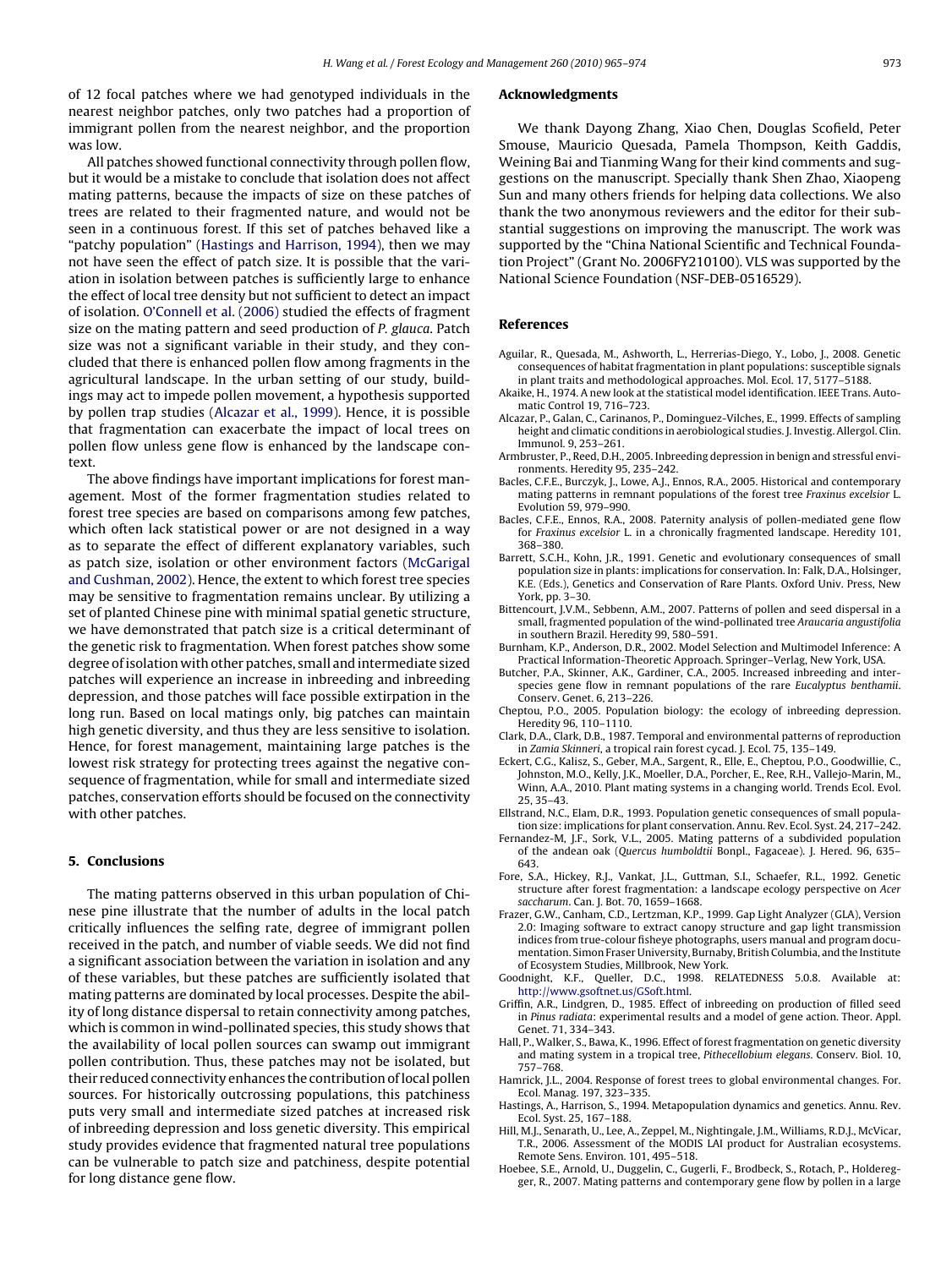of 12 focal patches where we had genotyped individuals in the nearest neighbor patches, only two patches had a proportion of immigrant pollen from the nearest neighbor, and the proportion was low.

All patches showed functional connectivity through pollen flow, but it would be a mistake to conclude that isolation does not affect mating patterns, because the impacts of size on these patches of trees are related to their fragmented nature, and would not be seen in a continuous forest. If this set of patches behaved like a "patchy population" (Hastings and Harrison, 1994), then we may not have seen the effect of patch size. It is possible that the variation in isolation between patches is sufficiently large to enhance the effect of local tree density but not sufficient to detect an impact of isolation. O'Connell et al. (2006) studied the effects of fragment size on the mating pattern and seed production of *P. glauca*. Patch size was not a significant variable in their study, and they concluded that there is enhanced pollen flow among fragments in the agricultural landscape. In the urban setting of our study, buildings may act to impede pollen movement, a hypothesis supported by pollen trap studies (Alcazar et al., 1999). Hence, it is possible that fragmentation can exacerbate the impact of local trees on pollen flow unless gene flow is enhanced by the landscape context.

The above findings have important implications for forest management. Most of the former fragmentation studies related to forest tree species are based on comparisons among few patches, which often lack statistical power or are not designed in a way as to separate the effect of different explanatory variables, such as patch size, isolation or other environment factors (McGarigal and Cushman, 2002). Hence, the extent to which forest tree species may be sensitive to fragmentation remains unclear. By utilizing a set of planted Chinese pine with minimal spatial genetic structure, we have demonstrated that patch size is a critical determinant of the genetic risk to fragmentation. When forest patches show some degree of isolation with other patches, small and intermediate sized patches will experience an increase in inbreeding and inbreeding depression, and those patches will face possible extirpation in the long run. Based on local matings only, big patches can maintain high genetic diversity, and thus they are less sensitive to isolation. Hence, for forest management, maintaining large patches is the lowest risk strategy for protecting trees against the negative consequence of fragmentation, while for small and intermediate sized patches, conservation efforts should be focused on the connectivity with other patches.

## 5. Conclusions

The mating patterns observed in this urban population of Chinese pine illustrate that the number of adults in the local patch critically influences the selfing rate, degree of immigrant pollen received in the patch, and number of viable seeds. We did not find a significant association between the variation in isolation and any of these variables, but these patches are sufficiently isolated that mating patterns are dominated by local processes. Despite the ability of long distance dispersal to retain connectivity among patches, which is common in wind-pollinated species, this study shows that the availability of local pollen sources can swamp out immigrant pollen contribution. Thus, these patches may not be isolated, but their reduced connectivity enhances the contribution of local pollen sources. For historically outcrossing populations, this patchiness puts very small and intermediate sized patches at increased risk of inbreeding depression and loss genetic diversity. This empirical study provides evidence that fragmented natural tree populations can be vulnerable to patch size and patchiness, despite potential for long distance gene flow.

## Acknowledgments

We thank Dayong Zhang, Xiao Chen, Douglas Scofield, Peter Smouse, Mauricio Quesada, Pamela Thompson, Keith Gaddis, Weining Bai and Tianming Wang for their kind comments and suggestions on the manuscript. Specially thank Shen Zhao, Xiaopeng Sun and many others friends for helping data collections. We also thank the two anonymous reviewers and the editor for their substantial suggestions on improving the manuscript. The work was supported by the "China National Scientific and Technical Foundation Project" (Grant No. 2006FY210100). VLS was supported by the National Science Foundation (NSF-DEB-0516529).

## References

Aguilar, R., Quesada, M., Ashworth, L., Herrerias-Diego, Y., Lobo, J., 2008. Genetic consequences of habitat fragmentation in plant populations: susceptible signals in plant traits and methodological approaches. Mol. Ecol. 17, 5177–5188.

Akaike, H., 1974. A new look at the statistical model identification. IEEE Trans. Automatic Control 19, 716–723.

Alcazar, P., Galan, C., Carinanos, P., Dominguez-Vilches, E., 1999. Effects of sampling height and climatic conditions in aerobiological studies. J. Investig. Allergol. Clin. Immunol. 9, 253–261.

Armbruster, P., Reed, D.H., 2005. Inbreeding depression in benign and stressful environments. Heredity 95, 235–242.

Bacles, C.F.E., Burczyk, J., Lowe, A.J., Ennos, R.A., 2005. Historical and contemporary mating patterns in remnant populations of the forest tree *Fraxinus excelsior* L. Evolution 59, 979–990.

Bacles, C.F.E., Ennos, R.A., 2008. Paternity analysis of pollen-mediated gene flow for *Fraxinus excelsior* L. in a chronically fragmented landscape. Heredity 101, 368–380.

Barrett, S.C.H., Kohn, J.R., 1991. Genetic and evolutionary consequences of small population size in plants: implications for conservation. In: Falk, D.A., Holsinger, K.E. (Eds.), Genetics and Conservation of Rare Plants. Oxford Univ. Press, New York, pp. 3–30.

Bittencourt, J.V.M., Sebbenn, A.M., 2007. Patterns of pollen and seed dispersal in a small, fragmented population of the wind-pollinated tree *Araucaria angustifolia* in southern Brazil. Heredity 99, 580–591.

Burnham, K.P., Anderson, D.R., 2002. Model Selection and Multimodel Inference: A Practical Information-Theoretic Approach. Springer–Verlag, New York, USA.

Butcher, P.A., Skinner, A.K., Gardiner, C.A., 2005. Increased inbreeding and inter-species gene flow in remnant populations of the rare *Eucalyptus benthamii*. Conserv. Genet. 6, 213–226.

Cheptou, P.O., 2005. Population biology: the ecology of inbreeding depression. Heredity 96, 110–1110.

Clark, D.A., Clark, D.B., 1987. Temporal and environmental patterns of reproduction in *Zamia Skinneri*, a tropical rain forest cycad. J. Ecol. 75, 135–149.

Eckert, C.G., Kalisz, S., Geber, M.A., Sargent, R., Elle, E., Cheptou, P.O., Goodwillie, C., Johnston, M.O., Kelly, J.K., Moeller, D.A., Porcher, E., Ree, R.H., Vallejo-Marin, M., Winn, A.A., 2010. Plant mating systems in a changing world. Trends Ecol. Evol. 25, 35–43.

Ellstrand, N.C., Elam, D.R., 1993. Population genetic consequences of small population size: implications for plant conservation. Annu. Rev. Ecol. Syst. 24, 217–242.

Fernandez-M, J.F., Sork, V.L., 2005. Mating patterns of a subdivided population of the andean oak (*Quercus humboldtii* Bonpl., Fagaceae). J. Hered. 96, 635–643.

Fore, S.A., Hickey, R.J., Vankat, J.L., Guttman, S.I., Schaefer, R.L., 1992. Genetic structure after forest fragmentation: a landscape ecology perspective on *Acer saccharum*. Can. J. Bot. 70, 1659–1668.

Frazer, G.W., Canham, C.D., Lertzman, K.P., 1999. Gap Light Analyzer (GLA), Version 2.0: Imaging software to extract canopy structure and gap light transmission indices from true-colour fisheye photographs, users manual and program documentation. Simon Fraser University, Burnaby, British Columbia, and the Institute of Ecosystem Studies, Millbrook, New York.

Goodnight, K.F., Queller, D.C., 1998. RELATEDNESS 5.0.8. Available at: http://www.gsoftnet.us/GSoft.html.

Griffin, A.R., Lindgren, D., 1985. Effect of inbreeding on production of filled seed in *Pinus radiata*: experimental results and a model of gene action. Theor. Appl. Genet. 71, 334–343.

Hall, P., Walker, S., Bawa, K., 1996. Effect of forest fragmentation on genetic diversity and mating system in a tropical tree, *Pithecellobium elegans*. Conserv. Biol. 10, 757–768.

Hamrick, J.L., 2004. Response of forest trees to global environmental changes. For. Ecol. Manag. 197, 323–335.

Hastings, A., Harrison, S., 1994. Metapopulation dynamics and genetics. Annu. Rev. Ecol. Syst. 25, 167–188.

Hill, M.J., Senarath, U., Lee, A., Zeppel, M., Nightingale, J.M., Williams, R.D.J., McVicar, T.R., 2006. Assessment of the MODIS LAI product for Australian ecosystems. Remote Sens. Environ. 101, 495–518.

Hoebee, S.E., Arnold, U., Duggelin, C., Gugerli, F., Brodbeck, S., Rotach, P., Holderegger, R., 2007. Mating patterns and contemporary gene flow by pollen in a large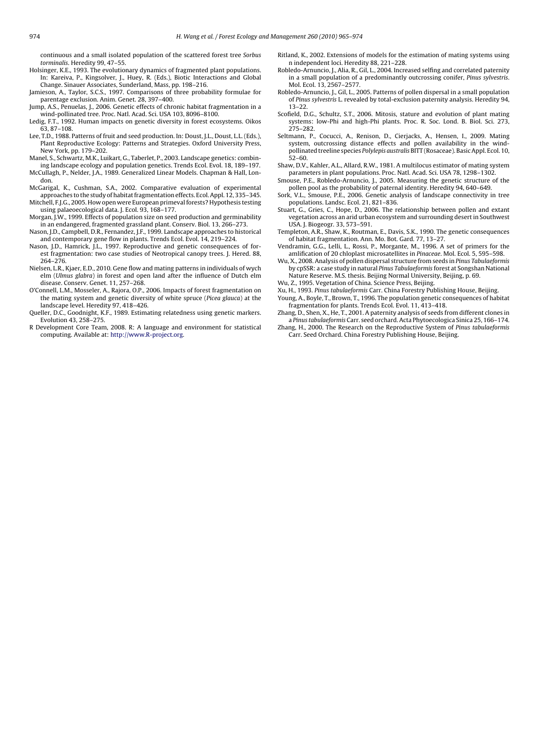continuous and a small isolated population of the scattered forest tree *Sorbus torminalis*. Heredity 99, 47–55.

Holsinger, K.E., 1993. The evolutionary dynamics of fragmented plant populations. In: Kareiva, P., Kingsolver, J., Huey, R. (Eds.), Biotic Interactions and Global Change. Sinauer Associates, Sunderland, Mass, pp. 198–216.

Jamieson, A., Taylor, S.C.S., 1997. Comparisons of three probability formulae for parentage exclusion. Anim. Genet. 28, 397–400.

Jump, A.S., Penuelas, J., 2006. Genetic effects of chronic habitat fragmentation in a wind-pollinated tree. Proc. Natl. Acad. Sci. USA 103, 8096–8100.

Ledig, F.T., 1992. Human impacts on genetic diversity in forest ecosystems. Oikos 63, 87–108.

Lee, T.D., 1988. Patterns of fruit and seed production. In: Doust, J.L., Doust, L.L. (Eds.), Plant Reproductive Ecology: Patterns and Strategies. Oxford University Press, New York, pp. 179–202.

Manel, S., Schwartz, M.K., Luikart, G., Taberlet, P., 2003. Landscape genetics: combining landscape ecology and population genetics. Trends Ecol. Evol. 18, 189–197.

McCullagh, P., Nelder, J.A., 1989. Generalized Linear Models. Chapman & Hall, London.

McGarigal, K., Cushman, S.A., 2002. Comparative evaluation of experimental approaches to the study of habitat fragmentation effects. Ecol. Appl. 12, 335–345.

Mitchell, F.J.G., 2005. How open were European primeval forests? Hypothesis testing using palaeoecological data. J. Ecol. 93, 168–177.

Morgan, J.W., 1999. Effects of population size on seed production and germinability in an endangered, fragmented grassland plant. Conserv. Biol. 13, 266–273.

Nason, J.D., Campbell, D.R., Fernandez, J.F., 1999. Landscape approaches to historical and contemporary gene flow in plants. Trends Ecol. Evol. 14, 219–224.

Nason, J.D., Hamrick, J.L., 1997. Reproductive and genetic consequences of forest fragmentation: two case studies of Neotropical canopy trees. J. Hered. 88, 264–276.

Nielsen, L.R., Kjaer, E.D., 2010. Gene flow and mating patterns in individuals of wych elm (*Ulmus glabra*) in forest and open land after the influence of Dutch elm disease. Conserv. Genet. 11, 257–268.

O'Connell, L.M., Mosseler, A., Rajora, O.P., 2006. Impacts of forest fragmentation on the mating system and genetic diversity of white spruce (*Picea glauca*) at the landscape level. Heredity 97, 418–426.

Queller, D.C., Goodnight, K.F., 1989. Estimating relatedness using genetic markers. Evolution 43, 258–275.

R Development Core Team, 2008. R: A language and environment for statistical computing. Available at: http://www.R-project.org.

Ritland, K., 2002. Extensions of models for the estimation of mating systems using n independent loci. Heredity 88, 221–228.

Robledo-Arnuncio, J., Alia, R., Gil, L., 2004. Increased selfing and correlated paternity in a small population of a predominantly outcrossing conifer, *Pinus sylvestris*. Mol. Ecol. 13, 2567–2577.

Robledo-Arnuncio, J., Gil, L., 2005. Patterns of pollen dispersal in a small population of *Pinus sylvestris* L. revealed by total-exclusion paternity analysis. Heredity 94, 13–22.

Scofield, D.G., Schultz, S.T., 2006. Mitosis, stature and evolution of plant mating systems: low-Phi and high-Phi plants. Proc. R. Soc. Lond. B. Biol. Sci. 273, 275–282.

Seltmann, P., Cocucci, A., Renison, D., Cierjacks, A., Hensen, I., 2009. Mating system, outcrossing distance effects and pollen availability in the wind-pollinated treeline species *Polylepis australis* BITT (Rosaceae). Basic Appl. Ecol. 10, 52–60.

Shaw, D.V., Kahler, A.L., Allard, R.W., 1981. A multilocus estimator of mating system parameters in plant populations. Proc. Natl. Acad. Sci. USA 78, 1298–1302.

Smouse, P.E., Robledo-Arnuncio, J., 2005. Measuring the genetic structure of the pollen pool as the probability of paternal identity. Heredity 94, 640–649.

Sork, V.L., Smouse, P.E., 2006. Genetic analysis of landscape connectivity in tree populations. Landsc. Ecol. 21, 821–836.

Stuart, G., Gries, C., Hope, D., 2006. The relationship between pollen and extant vegetation across an arid urban ecosystem and surrounding desert in Southwest USA. J. Biogeogr. 33, 573–591.

Templeton, A.R., Shaw, K., Routman, E., Davis, S.K., 1990. The genetic consequences of habitat fragmentation. Ann. Mo. Bot. Gard. 77, 13–27.

Vendramin, G.G., Lelli, L., Rossi, P., Morgante, M., 1996. A set of primers for the amlification of 20 chloplast microsatellites in *Pinaceae*. Mol. Ecol. 5, 595–598.

Wu, X., 2008. Analysis of pollen dispersal structure from seeds in *Pinus Tabulaeformis* by cpSSR: a case study in natural *Pinus Tabulaeformis* forest at Songshan National Nature Reserve. M.S. thesis. Beijing Normal University, Beijing, p. 69.

Wu, Z., 1995. Vegetation of China. Science Press, Beijing.

Xu, H., 1993. *Pinus tabulaeformis* Carr. China Forestry Publishing House, Beijing.

Young, A., Boyle, T., Brown, T., 1996. The population genetic consequences of habitat fragmentation for plants. Trends Ecol. Evol. 11, 413–418.

Zhang, D., Shen, X., He, T., 2001. A paternity analysis of seeds from different clones in a *Pinus tabulaeformis* Carr. seed orchard. Acta Phytoecologica Sinica 25, 166–174.

Zhang, H., 2000. The Research on the Reproductive System of *Pinus tabulaeformis* Carr. Seed Orchard. China Forestry Publishing House, Beijing.